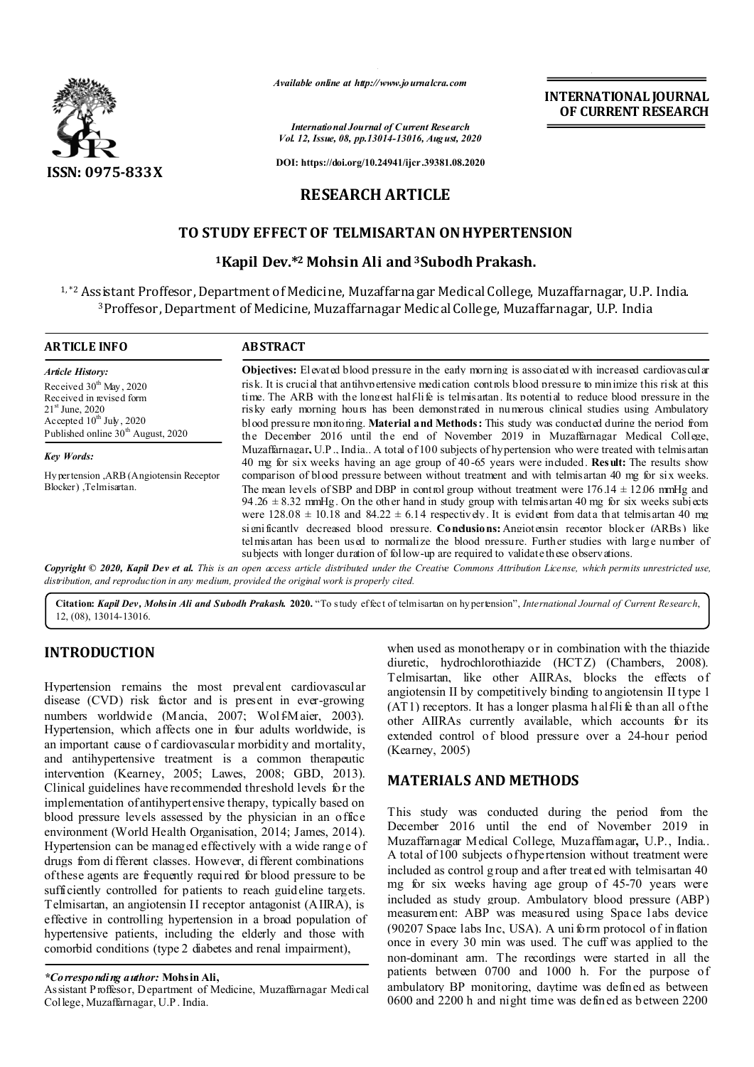ISSN: 0975-833X

*Available online at http://www.journalcra.com*

*International Journal of Current Research*
*Vol. 12, Issue, 08, pp.13014-13016, August, 2020*

**DOI: https://doi.org/10.24941/ijcr.39381.08.2020**

**INTERNATIONAL JOURNAL OF CURRENT RESEARCH**

**RESEARCH ARTICLE**

# TO STUDY EFFECT OF TELMISARTAN ON HYPERTENSION

**[1]Kapil Dev.*[2] Mohsin Ali and [3]Subodh Prakash.**

[1,*2] Assistant Proffesor, Department of Medicine, Muzaffarnagar Medical College, Muzaffarnagar, U.P. India.
[3]Proffesor, Department of Medicine, Muzaffarnagar Medical College, Muzaffarnagar, U.P. India

**ARTICLE INFO**

*Article History:*

Received 30th May, 2020
Received in revised form
21st June, 2020
Accepted 10th July, 2020
Published online 30th August, 2020

*Key Words:*

Hypertension ,ARB (Angiotensin Receptor Blocker) ,Telmisartan.

**ABSTRACT**

**Objectives:** Elevated blood pressure in the early morning is associated with increased cardiovascular risk. It is crucial that antihypertensive medication controls blood pressure to minimize this risk at this time. The ARB with the longest half-life is telmisartan. Its potential to reduce blood pressure in the risky early morning hours has been demonstrated in numerous clinical studies using Ambulatory blood pressure monitoring. **Material and Methods:** This study was conducted during the period from the December 2016 until the end of November 2019 in Muzaffarnagar Medical College, Muzaffarnagar, U.P., India.. A total of 100 subjects of hypertension who were treated with telmisartan 40 mg for six weeks having an age group of 40-65 years were included. **Result:** The results show comparison of blood pressure between without treatment and with telmisartan 40 mg for six weeks. The mean levels of SBP and DBP in control group without treatment were 176.14 ± 12.06 mmHg and 94.26 ± 8.32 mmHg. On the other hand in study group with telmisartan 40 mg for six weeks subjects were 128.08 ± 10.18 and 84.22 ± 6.14 respectively. It is evident from data that telmisartan 40 mg significantly decreased blood pressure. **Conclusions:** Angiotensin receptor blocker (ARBs) like telmisartan has been used to normalize the blood pressure. Further studies with large number of subjects with longer duration of follow-up are required to validate these observations.

***Copyright © 2020, Kapil Dev et al.** This is an open access article distributed under the Creative Commons Attribution License, which permits unrestricted use, distribution, and reproduction in any medium, provided the original work is properly cited.*

**Citation:** ***Kapil Dev, Mohsin Ali and Subodh Prakash.* 2020.** "To study effect of telmisartan on hypertension", *International Journal of Current Research*, 12, (08), 13014-13016.

## INTRODUCTION

Hypertension remains the most prevalent cardiovascular disease (CVD) risk factor and is present in ever-growing numbers worldwide (Mancia, 2007; Wolf-Maier, 2003). Hypertension, which affects one in four adults worldwide, is an important cause of cardiovascular morbidity and mortality, and antihypertensive treatment is a common therapeutic intervention (Kearney, 2005; Lawes, 2008; GBD, 2013). Clinical guidelines have recommended threshold levels for the implementation of antihypertensive therapy, typically based on blood pressure levels assessed by the physician in an office environment (World Health Organisation, 2014; James, 2014). Hypertension can be managed effectively with a wide range of drugs from different classes. However, different combinations of these agents are frequently required for blood pressure to be sufficiently controlled for patients to reach guideline targets. Telmisartan, an angiotensin II receptor antagonist (AIIRA), is effective in controlling hypertension in a broad population of hypertensive patients, including the elderly and those with comorbid conditions (type 2 diabetes and renal impairment), when used as monotherapy or in combination with the thiazide diuretic, hydrochlorothiazide (HCTZ) (Chambers, 2008). Telmisartan, like other AIIRAs, blocks the effects of angiotensin II by competitively binding to angiotensin II type 1 (AT1) receptors. It has a longer plasma half-life than all of the other AIIRAs currently available, which accounts for its extended control of blood pressure over a 24-hour period (Kearney, 2005)

## MATERIALS AND METHODS

This study was conducted during the period from the December 2016 until the end of November 2019 in Muzaffarnagar Medical College, Muzaffarnagar, U.P., India.. A total of 100 subjects of hypertension without treatment were included as control group and after treated with telmisartan 40 mg for six weeks having age group of 45-70 years were included as study group. Ambulatory blood pressure (ABP) measurement: ABP was measured using Space labs device (90207 Space labs Inc, USA). A uniform protocol of inflation once in every 30 min was used. The cuff was applied to the non-dominant arm. The recordings were started in all the patients between 0700 and 1000 h. For the purpose of ambulatory BP monitoring, daytime was defined as between 0600 and 2200 h and night time was defined as between 2200

*\*Corresponding author:* **Mohsin Ali,**
Assistant Proffesor, Department of Medicine, Muzaffarnagar Medical College, Muzaffarnagar, U.P. India.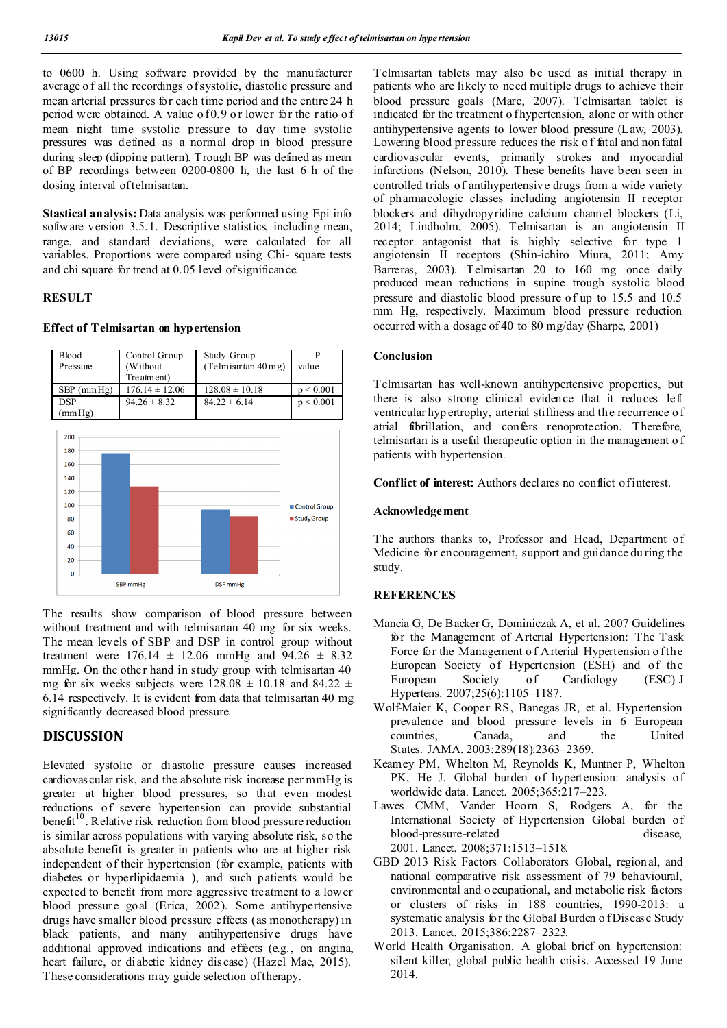to 0600 h. Using software provided by the manufacturer average of all the recordings of systolic, diastolic pressure and mean arterial pressures for each time period and the entire 24 h period were obtained. A value of 0.9 or lower for the ratio of mean night time systolic pressure to day time systolic pressures was defined as a normal drop in blood pressure during sleep (dipping pattern). Trough BP was defined as mean of BP recordings between 0200-0800 h, the last 6 h of the dosing interval of telmisartan.

**Stastical analysis:** Data analysis was performed using Epi info software version 3.5.1. Descriptive statistics, including mean, range, and standard deviations, were calculated for all variables. Proportions were compared using Chi- square tests and chi square for trend at 0.05 level of significance.

## RESULT

### Effect of Telmisartan on hypertension

| Blood Pressure | Control Group (Without Treatment) | Study Group (Telmisartan 40 mg) | P value |
|---|---|---|---|
| SBP (mm Hg) | 176.14 ± 12.06 | 128.08 ± 10.18 | $p < 0.001$ |
| DSP (mm Hg) | 94.26 ± 8.32 | 84.22 ± 6.14 | $p < 0.001$ |

The results show comparison of blood pressure between without treatment and with telmisartan 40 mg for six weeks. The mean levels of SBP and DSP in control group without treatment were 176.14 ± 12.06 mmHg and 94.26 ± 8.32 mmHg. On the other hand in study group with telmisartan 40 mg for six weeks subjects were 128.08 ± 10.18 and 84.22 ± 6.14 respectively. It is evident from data that telmisartan 40 mg significantly decreased blood pressure.

## DISCUSSION

Elevated systolic or diastolic pressure causes increased cardiovascular risk, and the absolute risk increase per mmHg is greater at higher blood pressures, so that even modest reductions of severe hypertension can provide substantial benefit[10]. Relative risk reduction from blood pressure reduction is similar across populations with varying absolute risk, so the absolute benefit is greater in patients who are at higher risk independent of their hypertension (for example, patients with diabetes or hyperlipidaemia ), and such patients would be expected to benefit from more aggressive treatment to a lower blood pressure goal (Erica, 2002). Some antihypertensive drugs have smaller blood pressure effects (as monotherapy) in black patients, and many antihypertensive drugs have additional approved indications and effects (e.g., on angina, heart failure, or diabetic kidney disease) (Hazel Mae, 2015). These considerations may guide selection of therapy.

Telmisartan tablets may also be used as initial therapy in patients who are likely to need multiple drugs to achieve their blood pressure goals (Marc, 2007). Telmisartan tablet is indicated for the treatment of hypertension, alone or with other antihypertensive agents to lower blood pressure (Law, 2003). Lowering blood pressure reduces the risk of fatal and non fatal cardiovascular events, primarily strokes and myocardial infarctions (Nelson, 2010). These benefits have been seen in controlled trials of antihypertensive drugs from a wide variety of pharmacologic classes including angiotensin II receptor blockers and dihydropyridine calcium channel blockers (Li, 2014; Lindholm, 2005). Telmisartan is an angiotensin II receptor antagonist that is highly selective for type 1 angiotensin II receptors (Shin-ichiro Miura, 2011; Amy Barreras, 2003). Telmisartan 20 to 160 mg once daily produced mean reductions in supine trough systolic blood pressure and diastolic blood pressure of up to 15.5 and 10.5 mm Hg, respectively. Maximum blood pressure reduction occurred with a dosage of 40 to 80 mg/day (Sharpe, 2001)

### Conclusion

Telmisartan has well-known antihypertensive properties, but there is also strong clinical evidence that it reduces left ventricular hypertrophy, arterial stiffness and the recurrence of atrial fibrillation, and confers renoprotection. Therefore, telmisartan is a useful therapeutic option in the management of patients with hypertension.

**Conflict of interest:** Authors declares no conflict of interest.

### Acknowledgement

The authors thanks to, Professor and Head, Department of Medicine for encouragement, support and guidance during the study.

## REFERENCES

Mancia G, De Backer G, Dominiczak A, et al. 2007 Guidelines for the Management of Arterial Hypertension: The Task Force for the Management of Arterial Hypertension of the European Society of Hypertension (ESH) and of the European Society of Cardiology (ESC) J Hypertens. 2007;25(6):1105–1187.

Wolf-Maier K, Cooper RS, Banegas JR, et al. Hypertension prevalence and blood pressure levels in 6 European countries, Canada, and the United States. JAMA. 2003;289(18):2363–2369.

Kearney PM, Whelton M, Reynolds K, Muntner P, Whelton PK, He J. Global burden of hypertension: analysis of worldwide data. Lancet. 2005;365:217–223.

Lawes CMM, Vander Hoorn S, Rodgers A, for the International Society of Hypertension Global burden of blood-pressure-related disease, 2001. Lancet. 2008;371:1513–1518.

GBD 2013 Risk Factors Collaborators Global, regional, and national comparative risk assessment of 79 behavioural, environmental and occupational, and metabolic risk factors or clusters of risks in 188 countries, 1990-2013: a systematic analysis for the Global Burden of Disease Study 2013. Lancet. 2015;386:2287–2323.

World Health Organisation. A global brief on hypertension: silent killer, global public health crisis. Accessed 19 June 2014.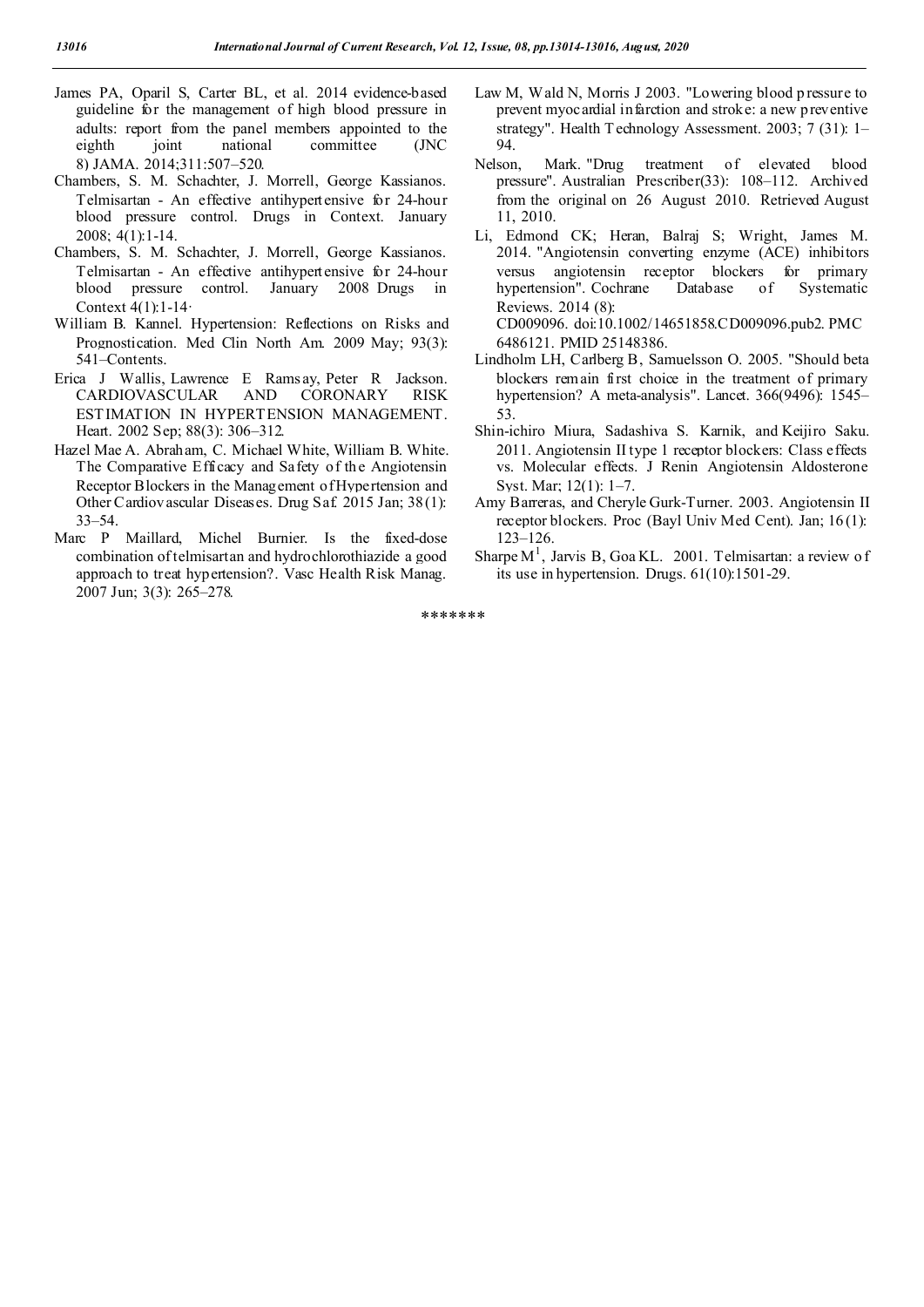James PA, Oparil S, Carter BL, et al. 2014 evidence-based guideline for the management of high blood pressure in adults: report from the panel members appointed to the eighth joint national committee (JNC 8) JAMA. 2014;311:507–520.

Chambers, S. M. Schachter, J. Morrell, George Kassianos. Telmisartan - An effective antihypertensive for 24-hour blood pressure control. Drugs in Context. January 2008; 4(1):1-14.

Chambers, S. M. Schachter, J. Morrell, George Kassianos. Telmisartan - An effective antihypertensive for 24-hour blood pressure control. January 2008 Drugs in Context 4(1):1-14·

William B. Kannel. Hypertension: Reflections on Risks and Prognostication. Med Clin North Am. 2009 May; 93(3): 541–Contents.

Erica J Wallis, Lawrence E Ramsay, Peter R Jackson. CARDIOVASCULAR AND CORONARY RISK ESTIMATION IN HYPERTENSION MANAGEMENT. Heart. 2002 Sep; 88(3): 306–312.

Hazel Mae A. Abraham, C. Michael White, William B. White. The Comparative Efficacy and Safety of the Angiotensin Receptor Blockers in the Management of Hypertension and Other Cardiovascular Diseases. Drug Saf. 2015 Jan; 38(1): 33–54.

Marc P Maillard, Michel Burnier. Is the fixed-dose combination of telmisartan and hydrochlorothiazide a good approach to treat hypertension?. Vasc Health Risk Manag. 2007 Jun; 3(3): 265–278.

Law M, Wald N, Morris J 2003. "Lowering blood pressure to prevent myocardial infarction and stroke: a new preventive strategy". Health Technology Assessment. 2003; 7 (31): 1–94.

Nelson, Mark. "Drug treatment of elevated blood pressure". Australian Prescriber(33): 108–112. Archived from the original on 26 August 2010. Retrieved August 11, 2010.

Li, Edmond CK; Heran, Balraj S; Wright, James M. 2014. "Angiotensin converting enzyme (ACE) inhibitors versus angiotensin receptor blockers for primary hypertension". Cochrane Database of Systematic Reviews. 2014 (8): CD009096. doi:10.1002/14651858.CD009096.pub2. PMC 6486121. PMID 25148386.

Lindholm LH, Carlberg B, Samuelsson O. 2005. "Should beta blockers remain first choice in the treatment of primary hypertension? A meta-analysis". Lancet. 366(9496): 1545–53.

Shin-ichiro Miura, Sadashiva S. Karnik, and Keijiro Saku. 2011. Angiotensin II type 1 receptor blockers: Class effects vs. Molecular effects. J Renin Angiotensin Aldosterone Syst. Mar; 12(1): 1–7.

Amy Barreras, and Cheryle Gurk-Turner. 2003. Angiotensin II receptor blockers. Proc (Bayl Univ Med Cent). Jan; 16(1): 123–126.

Sharpe M[1], Jarvis B, Goa KL. 2001. Telmisartan: a review of its use in hypertension. Drugs. 61(10):1501-29.

*******